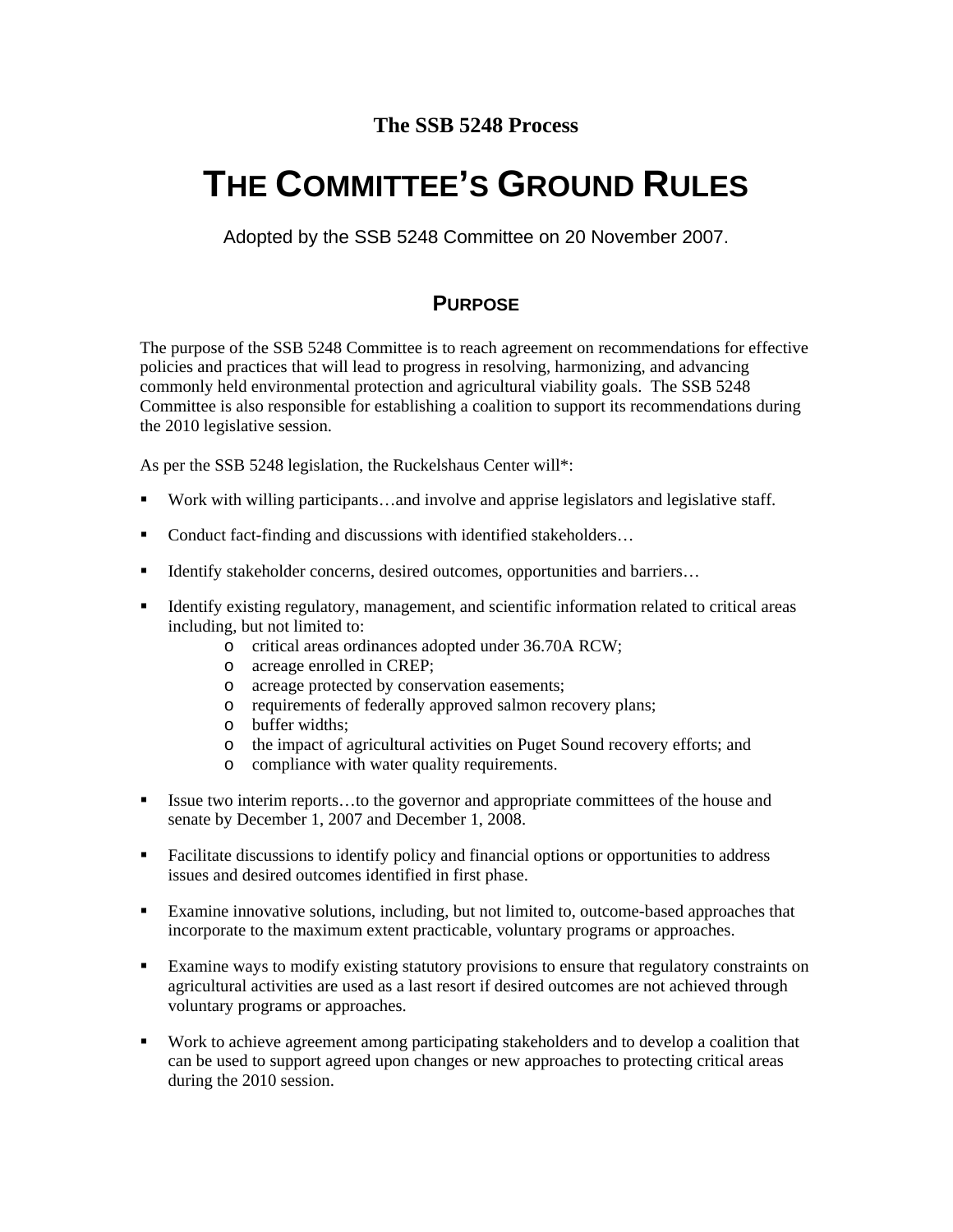**The SSB 5248 Process**

# THE COMMITTEE'S GROUND RULES

Adopted by the SSB 5248 Committee on 20 November 2007.

## PURPOSE

The purpose of the SSB 5248 Committee is to reach agreement on recommendations for effective policies and practices that will lead to progress in resolving, harmonizing, and advancing commonly held environmental protection and agricultural viability goals. The SSB 5248 Committee is also responsible for establishing a coalition to support its recommendations during the 2010 legislative session.

As per the SSB 5248 legislation, the Ruckelshaus Center will*:

- Work with willing participants…and involve and apprise legislators and legislative staff.
- Conduct fact-finding and discussions with identified stakeholders…
- Identify stakeholder concerns, desired outcomes, opportunities and barriers…
- Identify existing regulatory, management, and scientific information related to critical areas including, but not limited to:
  - critical areas ordinances adopted under 36.70A RCW;
  - acreage enrolled in CREP;
  - acreage protected by conservation easements;
  - requirements of federally approved salmon recovery plans;
  - buffer widths;
  - the impact of agricultural activities on Puget Sound recovery efforts; and
  - compliance with water quality requirements.
- Issue two interim reports…to the governor and appropriate committees of the house and senate by December 1, 2007 and December 1, 2008.
- Facilitate discussions to identify policy and financial options or opportunities to address issues and desired outcomes identified in first phase.
- Examine innovative solutions, including, but not limited to, outcome-based approaches that incorporate to the maximum extent practicable, voluntary programs or approaches.
- Examine ways to modify existing statutory provisions to ensure that regulatory constraints on agricultural activities are used as a last resort if desired outcomes are not achieved through voluntary programs or approaches.
- Work to achieve agreement among participating stakeholders and to develop a coalition that can be used to support agreed upon changes or new approaches to protecting critical areas during the 2010 session.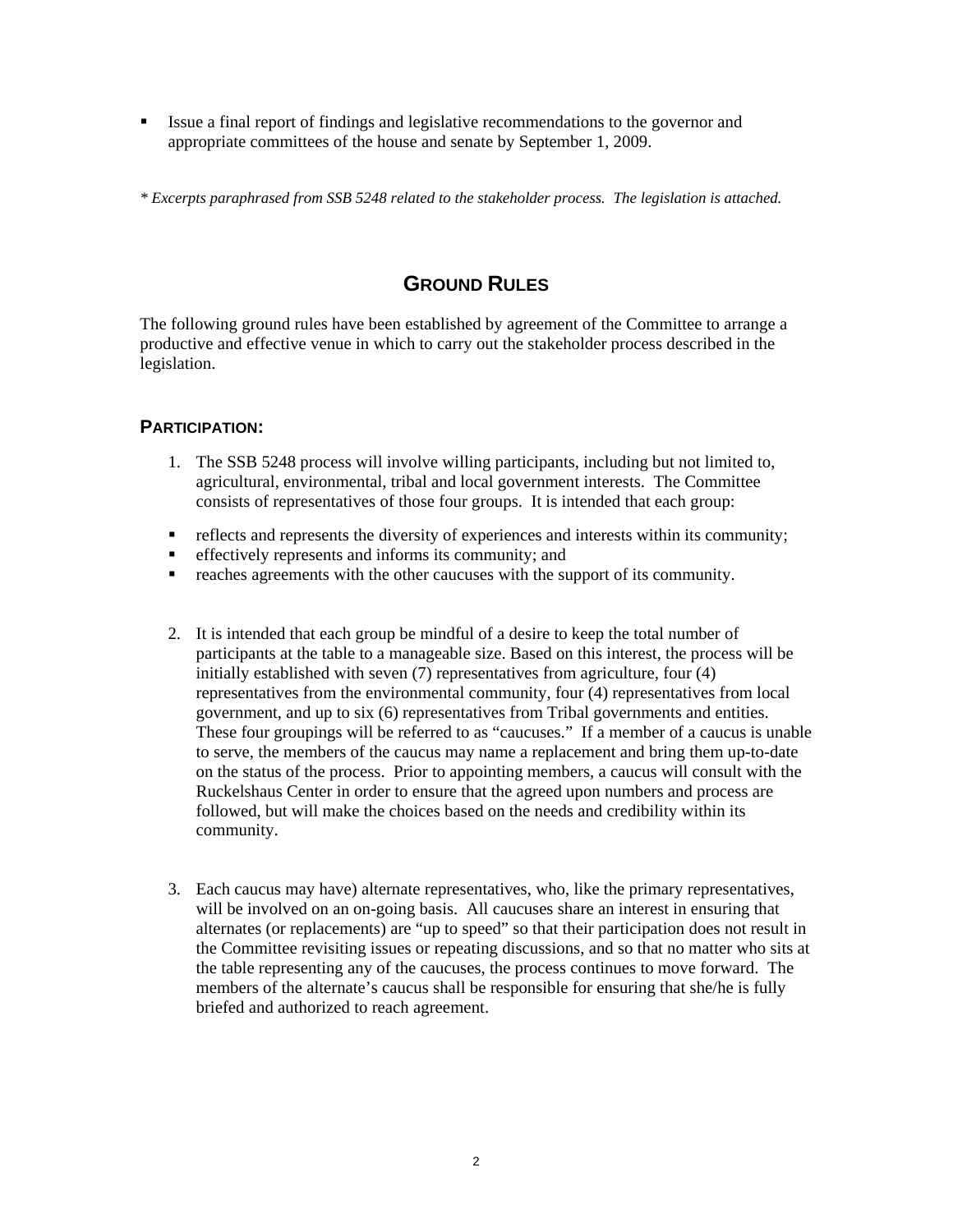- Issue a final report of findings and legislative recommendations to the governor and appropriate committees of the house and senate by September 1, 2009.

*\* Excerpts paraphrased from SSB 5248 related to the stakeholder process. The legislation is attached.*

## GROUND RULES

The following ground rules have been established by agreement of the Committee to arrange a productive and effective venue in which to carry out the stakeholder process described in the legislation.

### PARTICIPATION:

1. The SSB 5248 process will involve willing participants, including but not limited to, agricultural, environmental, tribal and local government interests. The Committee consists of representatives of those four groups. It is intended that each group:

   - reflects and represents the diversity of experiences and interests within its community;
   - effectively represents and informs its community; and
   - reaches agreements with the other caucuses with the support of its community.

2. It is intended that each group be mindful of a desire to keep the total number of participants at the table to a manageable size. Based on this interest, the process will be initially established with seven (7) representatives from agriculture, four (4) representatives from the environmental community, four (4) representatives from local government, and up to six (6) representatives from Tribal governments and entities. These four groupings will be referred to as "caucuses." If a member of a caucus is unable to serve, the members of the caucus may name a replacement and bring them up-to-date on the status of the process. Prior to appointing members, a caucus will consult with the Ruckelshaus Center in order to ensure that the agreed upon numbers and process are followed, but will make the choices based on the needs and credibility within its community.

3. Each caucus may have) alternate representatives, who, like the primary representatives, will be involved on an on-going basis. All caucuses share an interest in ensuring that alternates (or replacements) are "up to speed" so that their participation does not result in the Committee revisiting issues or repeating discussions, and so that no matter who sits at the table representing any of the caucuses, the process continues to move forward. The members of the alternate's caucus shall be responsible for ensuring that she/he is fully briefed and authorized to reach agreement.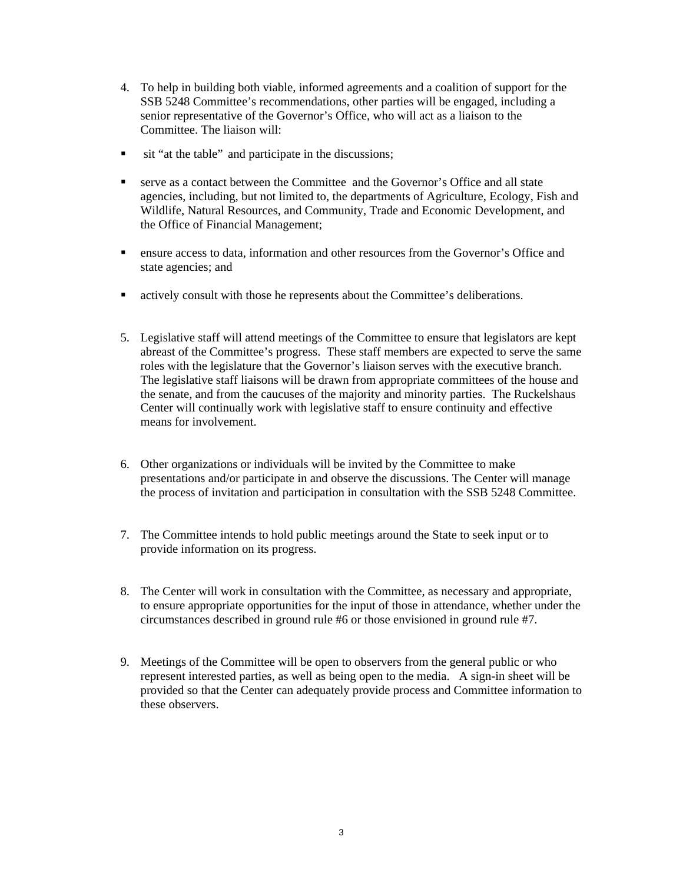4. To help in building both viable, informed agreements and a coalition of support for the SSB 5248 Committee's recommendations, other parties will be engaged, including a senior representative of the Governor's Office, who will act as a liaison to the Committee. The liaison will:

- sit "at the table" and participate in the discussions;
- serve as a contact between the Committee and the Governor's Office and all state agencies, including, but not limited to, the departments of Agriculture, Ecology, Fish and Wildlife, Natural Resources, and Community, Trade and Economic Development, and the Office of Financial Management;
- ensure access to data, information and other resources from the Governor's Office and state agencies; and
- actively consult with those he represents about the Committee's deliberations.

5. Legislative staff will attend meetings of the Committee to ensure that legislators are kept abreast of the Committee's progress. These staff members are expected to serve the same roles with the legislature that the Governor's liaison serves with the executive branch. The legislative staff liaisons will be drawn from appropriate committees of the house and the senate, and from the caucuses of the majority and minority parties. The Ruckelshaus Center will continually work with legislative staff to ensure continuity and effective means for involvement.

6. Other organizations or individuals will be invited by the Committee to make presentations and/or participate in and observe the discussions. The Center will manage the process of invitation and participation in consultation with the SSB 5248 Committee.

7. The Committee intends to hold public meetings around the State to seek input or to provide information on its progress.

8. The Center will work in consultation with the Committee, as necessary and appropriate, to ensure appropriate opportunities for the input of those in attendance, whether under the circumstances described in ground rule #6 or those envisioned in ground rule #7.

9. Meetings of the Committee will be open to observers from the general public or who represent interested parties, as well as being open to the media. A sign-in sheet will be provided so that the Center can adequately provide process and Committee information to these observers.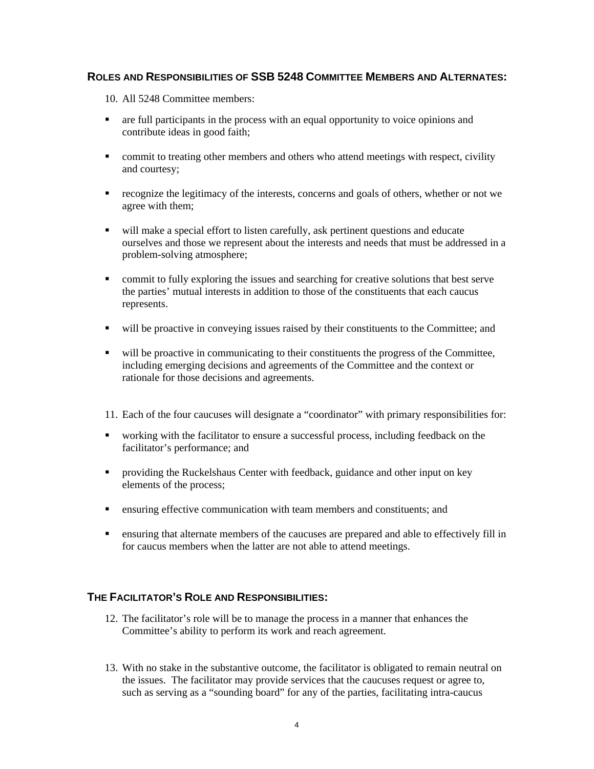## ROLES AND RESPONSIBILITIES OF SSB 5248 COMMITTEE MEMBERS AND ALTERNATES:

10. All 5248 Committee members:

- are full participants in the process with an equal opportunity to voice opinions and contribute ideas in good faith;
- commit to treating other members and others who attend meetings with respect, civility and courtesy;
- recognize the legitimacy of the interests, concerns and goals of others, whether or not we agree with them;
- will make a special effort to listen carefully, ask pertinent questions and educate ourselves and those we represent about the interests and needs that must be addressed in a problem-solving atmosphere;
- commit to fully exploring the issues and searching for creative solutions that best serve the parties' mutual interests in addition to those of the constituents that each caucus represents.
- will be proactive in conveying issues raised by their constituents to the Committee; and
- will be proactive in communicating to their constituents the progress of the Committee, including emerging decisions and agreements of the Committee and the context or rationale for those decisions and agreements.

11. Each of the four caucuses will designate a "coordinator" with primary responsibilities for:

- working with the facilitator to ensure a successful process, including feedback on the facilitator's performance; and
- providing the Ruckelshaus Center with feedback, guidance and other input on key elements of the process;
- ensuring effective communication with team members and constituents; and
- ensuring that alternate members of the caucuses are prepared and able to effectively fill in for caucus members when the latter are not able to attend meetings.

## THE FACILITATOR'S ROLE AND RESPONSIBILITIES:

12. The facilitator's role will be to manage the process in a manner that enhances the Committee's ability to perform its work and reach agreement.

13. With no stake in the substantive outcome, the facilitator is obligated to remain neutral on the issues. The facilitator may provide services that the caucuses request or agree to, such as serving as a "sounding board" for any of the parties, facilitating intra-caucus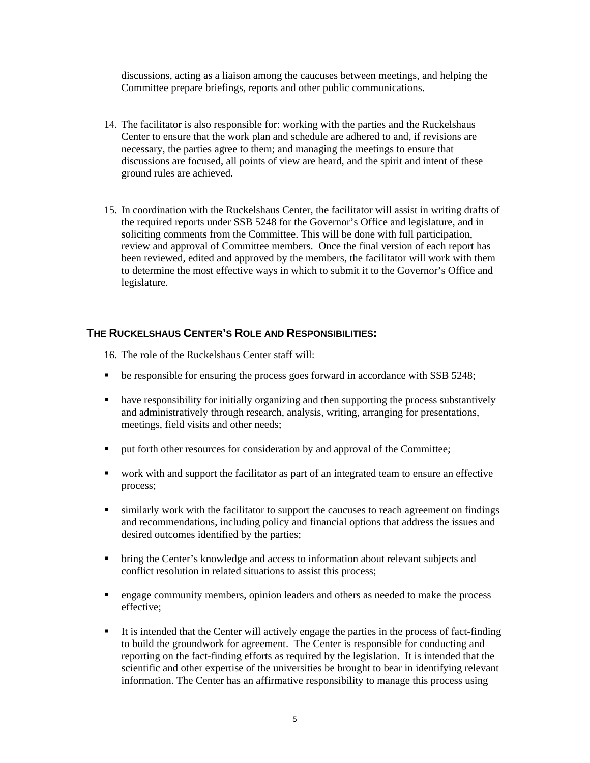discussions, acting as a liaison among the caucuses between meetings, and helping the Committee prepare briefings, reports and other public communications.

14. The facilitator is also responsible for: working with the parties and the Ruckelshaus Center to ensure that the work plan and schedule are adhered to and, if revisions are necessary, the parties agree to them; and managing the meetings to ensure that discussions are focused, all points of view are heard, and the spirit and intent of these ground rules are achieved.

15. In coordination with the Ruckelshaus Center, the facilitator will assist in writing drafts of the required reports under SSB 5248 for the Governor's Office and legislature, and in soliciting comments from the Committee. This will be done with full participation, review and approval of Committee members. Once the final version of each report has been reviewed, edited and approved by the members, the facilitator will work with them to determine the most effective ways in which to submit it to the Governor's Office and legislature.

## THE RUCKELSHAUS CENTER'S ROLE AND RESPONSIBILITIES:

16. The role of the Ruckelshaus Center staff will:

- be responsible for ensuring the process goes forward in accordance with SSB 5248;
- have responsibility for initially organizing and then supporting the process substantively and administratively through research, analysis, writing, arranging for presentations, meetings, field visits and other needs;
- put forth other resources for consideration by and approval of the Committee;
- work with and support the facilitator as part of an integrated team to ensure an effective process;
- similarly work with the facilitator to support the caucuses to reach agreement on findings and recommendations, including policy and financial options that address the issues and desired outcomes identified by the parties;
- bring the Center's knowledge and access to information about relevant subjects and conflict resolution in related situations to assist this process;
- engage community members, opinion leaders and others as needed to make the process effective;
- It is intended that the Center will actively engage the parties in the process of fact-finding to build the groundwork for agreement. The Center is responsible for conducting and reporting on the fact-finding efforts as required by the legislation. It is intended that the scientific and other expertise of the universities be brought to bear in identifying relevant information. The Center has an affirmative responsibility to manage this process using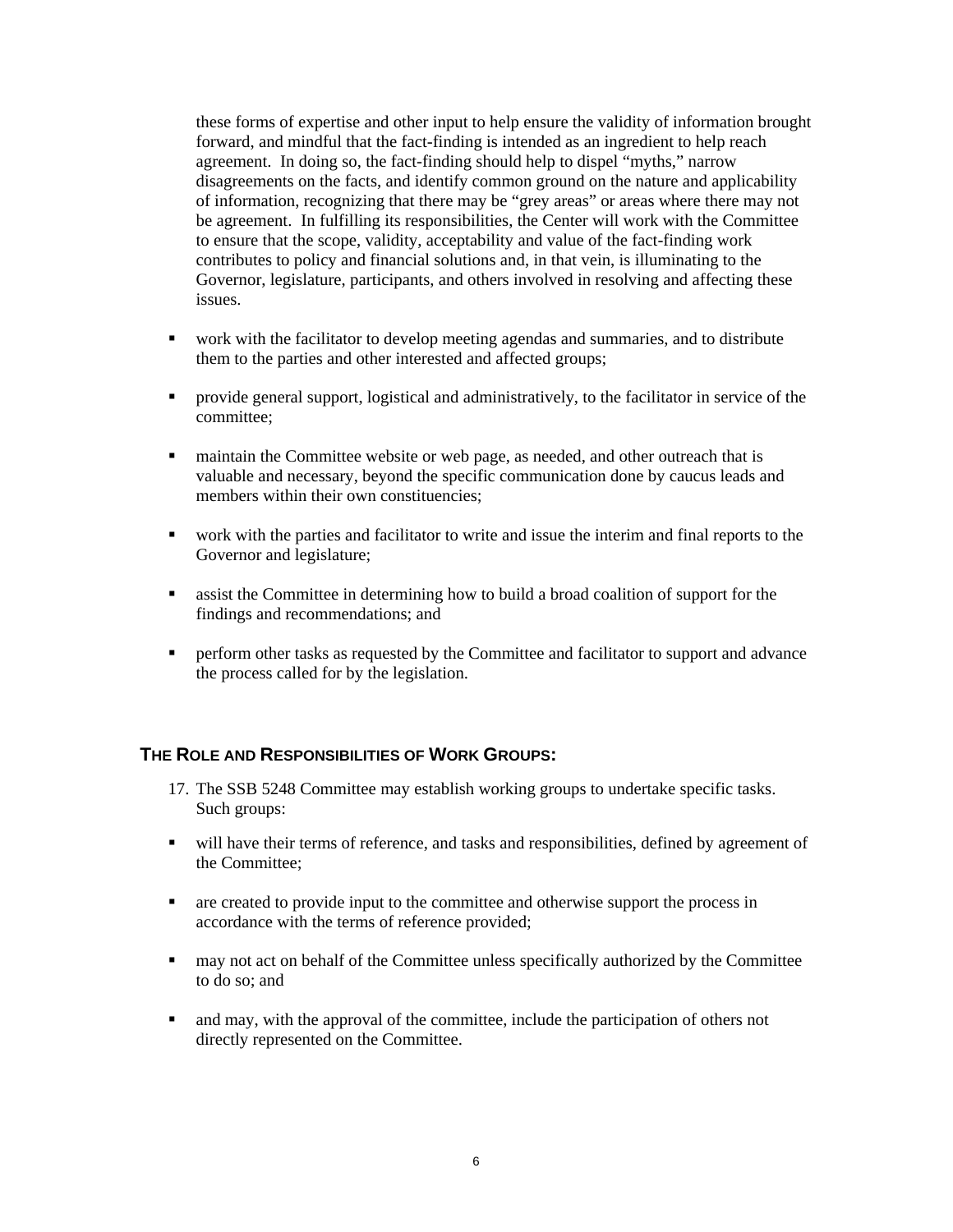these forms of expertise and other input to help ensure the validity of information brought forward, and mindful that the fact-finding is intended as an ingredient to help reach agreement. In doing so, the fact-finding should help to dispel "myths," narrow disagreements on the facts, and identify common ground on the nature and applicability of information, recognizing that there may be "grey areas" or areas where there may not be agreement. In fulfilling its responsibilities, the Center will work with the Committee to ensure that the scope, validity, acceptability and value of the fact-finding work contributes to policy and financial solutions and, in that vein, is illuminating to the Governor, legislature, participants, and others involved in resolving and affecting these issues.

- work with the facilitator to develop meeting agendas and summaries, and to distribute them to the parties and other interested and affected groups;
- provide general support, logistical and administratively, to the facilitator in service of the committee;
- maintain the Committee website or web page, as needed, and other outreach that is valuable and necessary, beyond the specific communication done by caucus leads and members within their own constituencies;
- work with the parties and facilitator to write and issue the interim and final reports to the Governor and legislature;
- assist the Committee in determining how to build a broad coalition of support for the findings and recommendations; and
- perform other tasks as requested by the Committee and facilitator to support and advance the process called for by the legislation.

### THE ROLE AND RESPONSIBILITIES OF WORK GROUPS:

17. The SSB 5248 Committee may establish working groups to undertake specific tasks. Such groups:

- will have their terms of reference, and tasks and responsibilities, defined by agreement of the Committee;
- are created to provide input to the committee and otherwise support the process in accordance with the terms of reference provided;
- may not act on behalf of the Committee unless specifically authorized by the Committee to do so; and
- and may, with the approval of the committee, include the participation of others not directly represented on the Committee.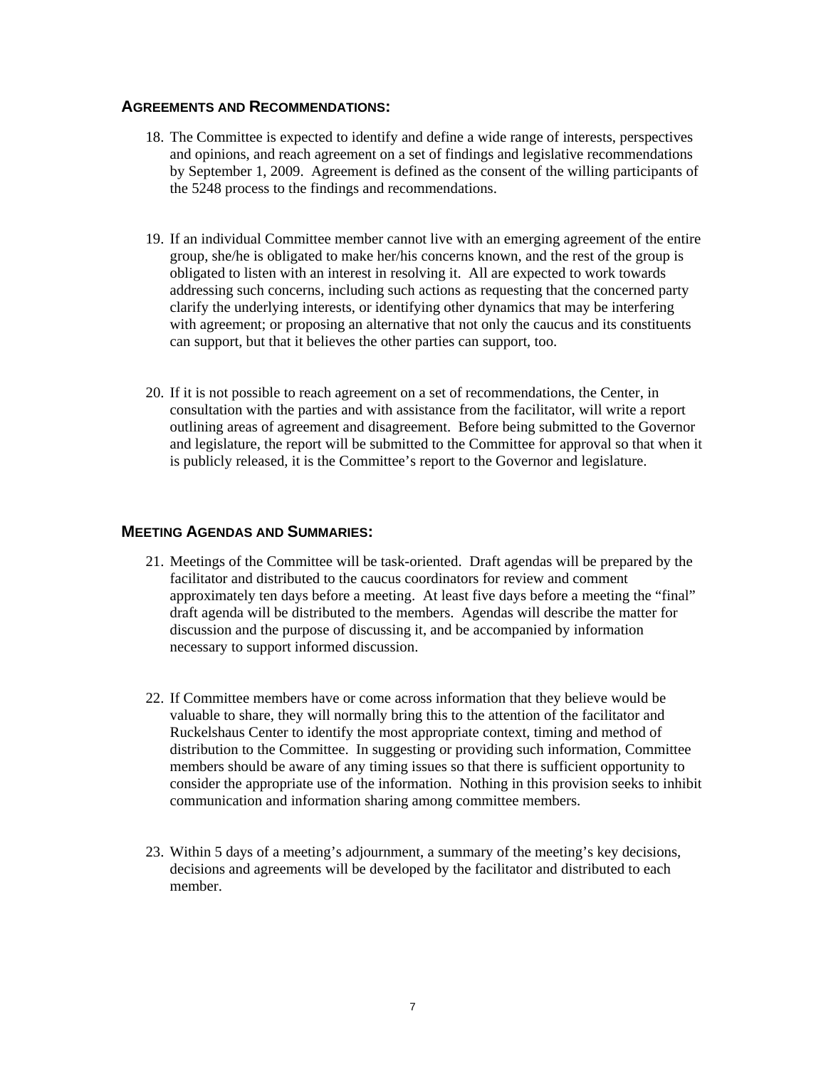## AGREEMENTS AND RECOMMENDATIONS:

18. The Committee is expected to identify and define a wide range of interests, perspectives and opinions, and reach agreement on a set of findings and legislative recommendations by September 1, 2009. Agreement is defined as the consent of the willing participants of the 5248 process to the findings and recommendations.

19. If an individual Committee member cannot live with an emerging agreement of the entire group, she/he is obligated to make her/his concerns known, and the rest of the group is obligated to listen with an interest in resolving it. All are expected to work towards addressing such concerns, including such actions as requesting that the concerned party clarify the underlying interests, or identifying other dynamics that may be interfering with agreement; or proposing an alternative that not only the caucus and its constituents can support, but that it believes the other parties can support, too.

20. If it is not possible to reach agreement on a set of recommendations, the Center, in consultation with the parties and with assistance from the facilitator, will write a report outlining areas of agreement and disagreement. Before being submitted to the Governor and legislature, the report will be submitted to the Committee for approval so that when it is publicly released, it is the Committee's report to the Governor and legislature.

## MEETING AGENDAS AND SUMMARIES:

21. Meetings of the Committee will be task-oriented. Draft agendas will be prepared by the facilitator and distributed to the caucus coordinators for review and comment approximately ten days before a meeting. At least five days before a meeting the "final" draft agenda will be distributed to the members. Agendas will describe the matter for discussion and the purpose of discussing it, and be accompanied by information necessary to support informed discussion.

22. If Committee members have or come across information that they believe would be valuable to share, they will normally bring this to the attention of the facilitator and Ruckelshaus Center to identify the most appropriate context, timing and method of distribution to the Committee. In suggesting or providing such information, Committee members should be aware of any timing issues so that there is sufficient opportunity to consider the appropriate use of the information. Nothing in this provision seeks to inhibit communication and information sharing among committee members.

23. Within 5 days of a meeting's adjournment, a summary of the meeting's key decisions, decisions and agreements will be developed by the facilitator and distributed to each member.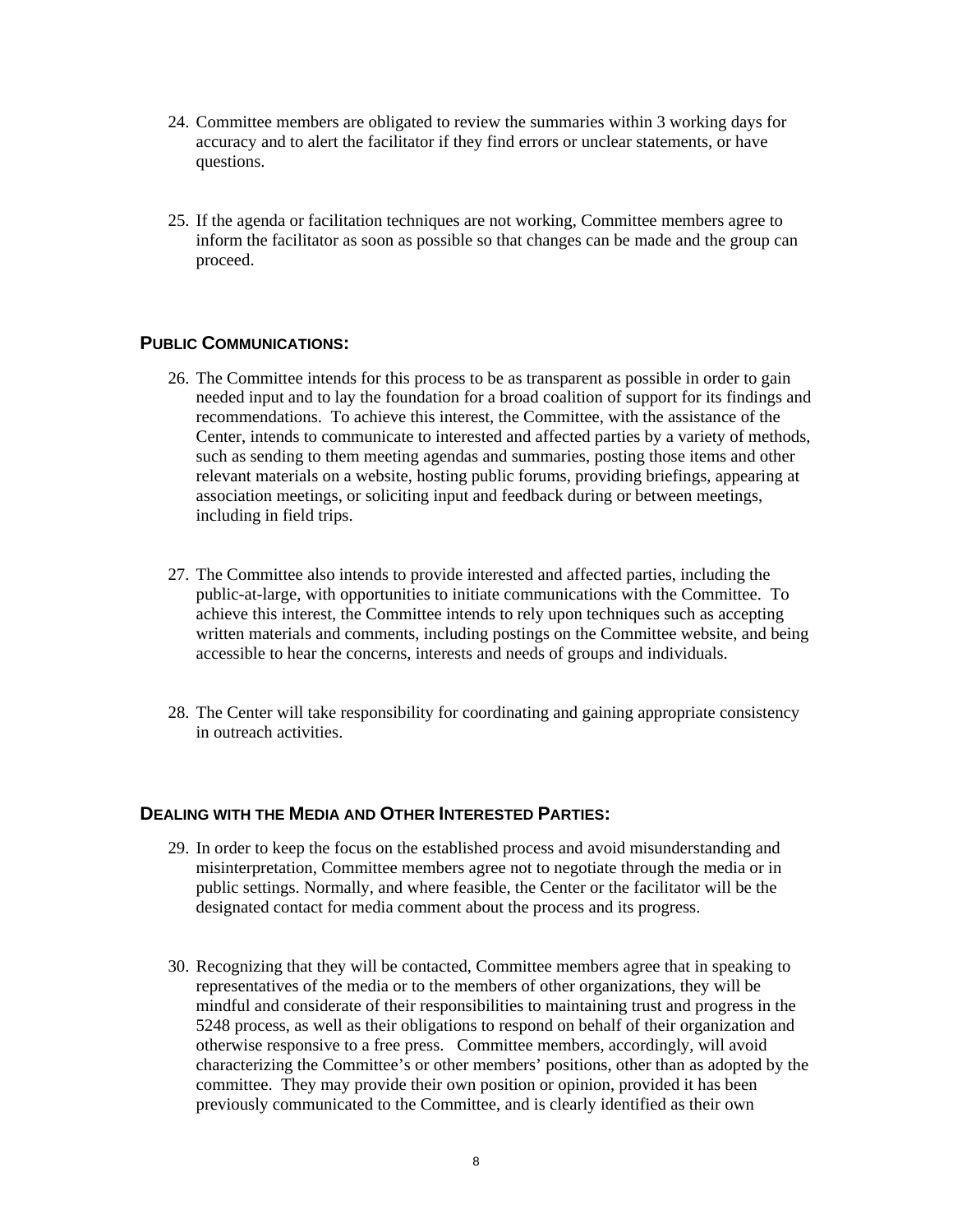24. Committee members are obligated to review the summaries within 3 working days for accuracy and to alert the facilitator if they find errors or unclear statements, or have questions.

25. If the agenda or facilitation techniques are not working, Committee members agree to inform the facilitator as soon as possible so that changes can be made and the group can proceed.

## PUBLIC COMMUNICATIONS:

26. The Committee intends for this process to be as transparent as possible in order to gain needed input and to lay the foundation for a broad coalition of support for its findings and recommendations. To achieve this interest, the Committee, with the assistance of the Center, intends to communicate to interested and affected parties by a variety of methods, such as sending to them meeting agendas and summaries, posting those items and other relevant materials on a website, hosting public forums, providing briefings, appearing at association meetings, or soliciting input and feedback during or between meetings, including in field trips.

27. The Committee also intends to provide interested and affected parties, including the public-at-large, with opportunities to initiate communications with the Committee. To achieve this interest, the Committee intends to rely upon techniques such as accepting written materials and comments, including postings on the Committee website, and being accessible to hear the concerns, interests and needs of groups and individuals.

28. The Center will take responsibility for coordinating and gaining appropriate consistency in outreach activities.

## DEALING WITH THE MEDIA AND OTHER INTERESTED PARTIES:

29. In order to keep the focus on the established process and avoid misunderstanding and misinterpretation, Committee members agree not to negotiate through the media or in public settings. Normally, and where feasible, the Center or the facilitator will be the designated contact for media comment about the process and its progress.

30. Recognizing that they will be contacted, Committee members agree that in speaking to representatives of the media or to the members of other organizations, they will be mindful and considerate of their responsibilities to maintaining trust and progress in the 5248 process, as well as their obligations to respond on behalf of their organization and otherwise responsive to a free press. Committee members, accordingly, will avoid characterizing the Committee's or other members' positions, other than as adopted by the committee. They may provide their own position or opinion, provided it has been previously communicated to the Committee, and is clearly identified as their own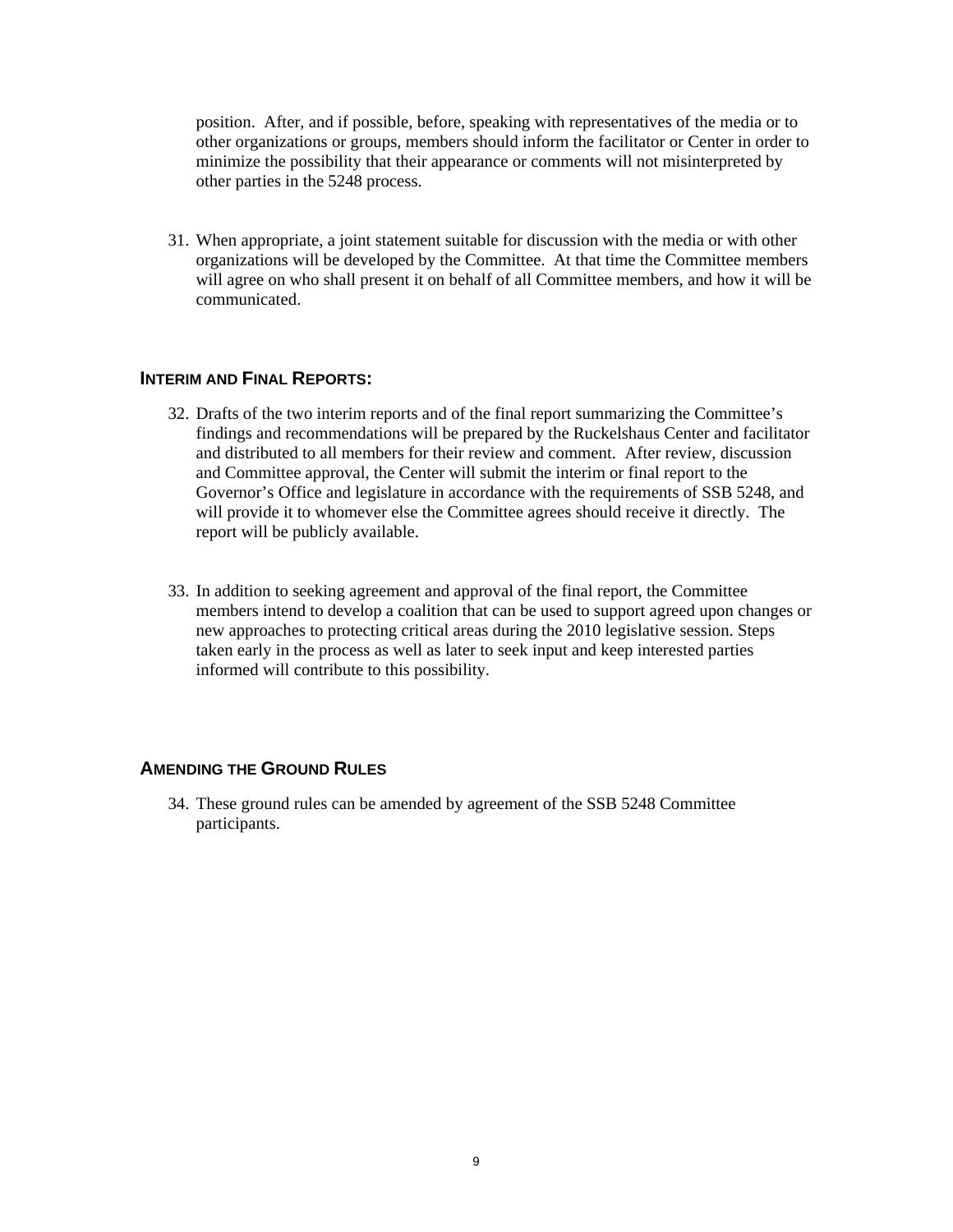position. After, and if possible, before, speaking with representatives of the media or to other organizations or groups, members should inform the facilitator or Center in order to minimize the possibility that their appearance or comments will not misinterpreted by other parties in the 5248 process.

31. When appropriate, a joint statement suitable for discussion with the media or with other organizations will be developed by the Committee. At that time the Committee members will agree on who shall present it on behalf of all Committee members, and how it will be communicated.

## INTERIM AND FINAL REPORTS:

32. Drafts of the two interim reports and of the final report summarizing the Committee's findings and recommendations will be prepared by the Ruckelshaus Center and facilitator and distributed to all members for their review and comment. After review, discussion and Committee approval, the Center will submit the interim or final report to the Governor's Office and legislature in accordance with the requirements of SSB 5248, and will provide it to whomever else the Committee agrees should receive it directly. The report will be publicly available.

33. In addition to seeking agreement and approval of the final report, the Committee members intend to develop a coalition that can be used to support agreed upon changes or new approaches to protecting critical areas during the 2010 legislative session. Steps taken early in the process as well as later to seek input and keep interested parties informed will contribute to this possibility.

## AMENDING THE GROUND RULES

34. These ground rules can be amended by agreement of the SSB 5248 Committee participants.